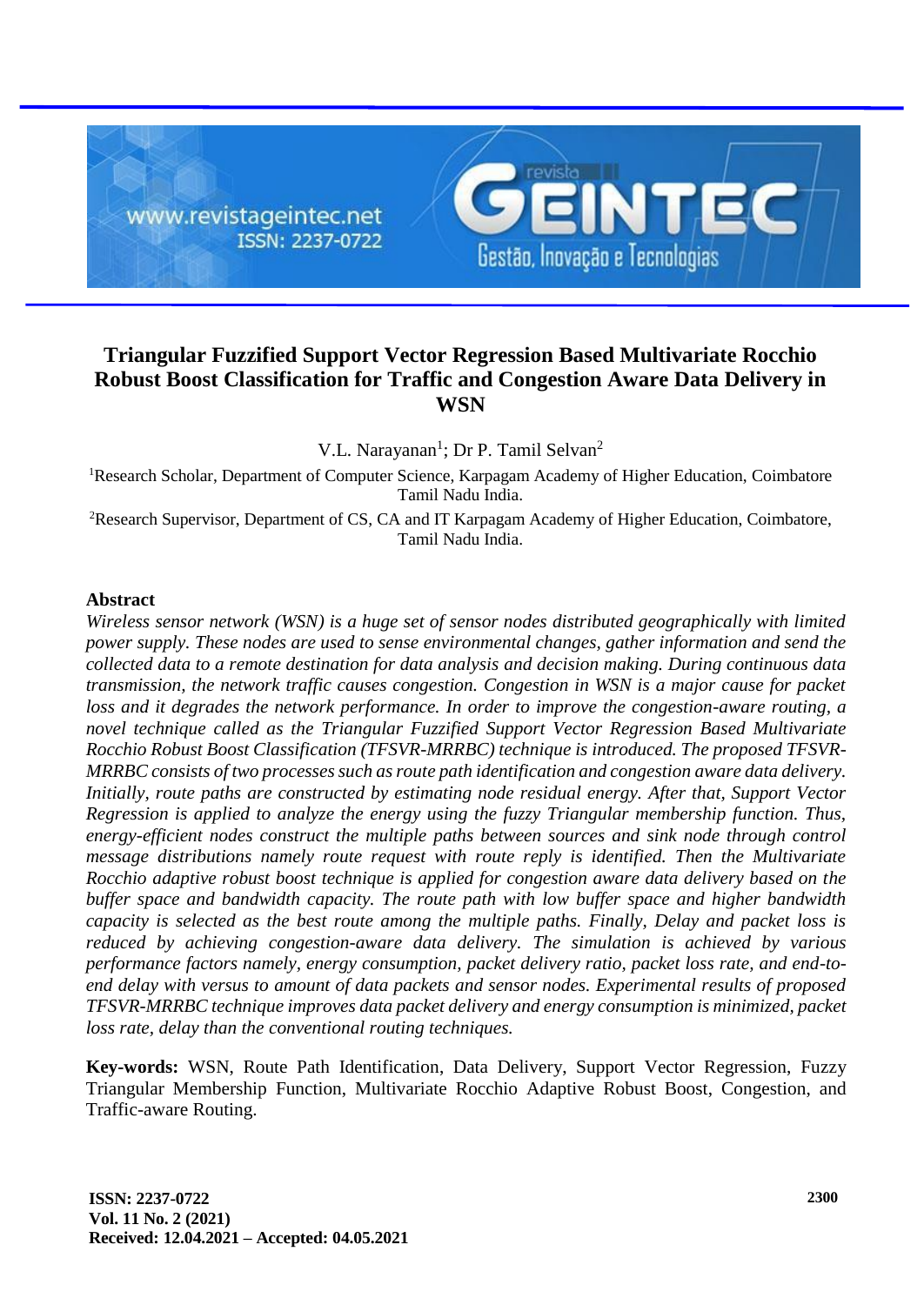# Triangular Fuzzified Support Vector Regression Based Multivariate Rocchio Robust Boost Classification for Traffic and Congestion Aware Data Delivery in WSN

V.L. Narayanan[1]; Dr P. Tamil Selvan[2]

[1]Research Scholar, Department of Computer Science, Karpagam Academy of Higher Education, Coimbatore Tamil Nadu India.

[2]Research Supervisor, Department of CS, CA and IT Karpagam Academy of Higher Education, Coimbatore, Tamil Nadu India.

## Abstract

*Wireless sensor network (WSN) is a huge set of sensor nodes distributed geographically with limited power supply. These nodes are used to sense environmental changes, gather information and send the collected data to a remote destination for data analysis and decision making. During continuous data transmission, the network traffic causes congestion. Congestion in WSN is a major cause for packet loss and it degrades the network performance. In order to improve the congestion-aware routing, a novel technique called as the Triangular Fuzzified Support Vector Regression Based Multivariate Rocchio Robust Boost Classification (TFSVR-MRRBC) technique is introduced. The proposed TFSVR-MRRBC consists of two processes such as route path identification and congestion aware data delivery. Initially, route paths are constructed by estimating node residual energy. After that, Support Vector Regression is applied to analyze the energy using the fuzzy Triangular membership function. Thus, energy-efficient nodes construct the multiple paths between sources and sink node through control message distributions namely route request with route reply is identified. Then the Multivariate Rocchio adaptive robust boost technique is applied for congestion aware data delivery based on the buffer space and bandwidth capacity. The route path with low buffer space and higher bandwidth capacity is selected as the best route among the multiple paths. Finally, Delay and packet loss is reduced by achieving congestion-aware data delivery. The simulation is achieved by various performance factors namely, energy consumption, packet delivery ratio, packet loss rate, and end-to-end delay with versus to amount of data packets and sensor nodes. Experimental results of proposed TFSVR-MRRBC technique improves data packet delivery and energy consumption is minimized, packet loss rate, delay than the conventional routing techniques.*

**Key-words:** WSN, Route Path Identification, Data Delivery, Support Vector Regression, Fuzzy Triangular Membership Function, Multivariate Rocchio Adaptive Robust Boost, Congestion, and Traffic-aware Routing.

**Received: 12.04.2021 – Accepted: 04.05.2021**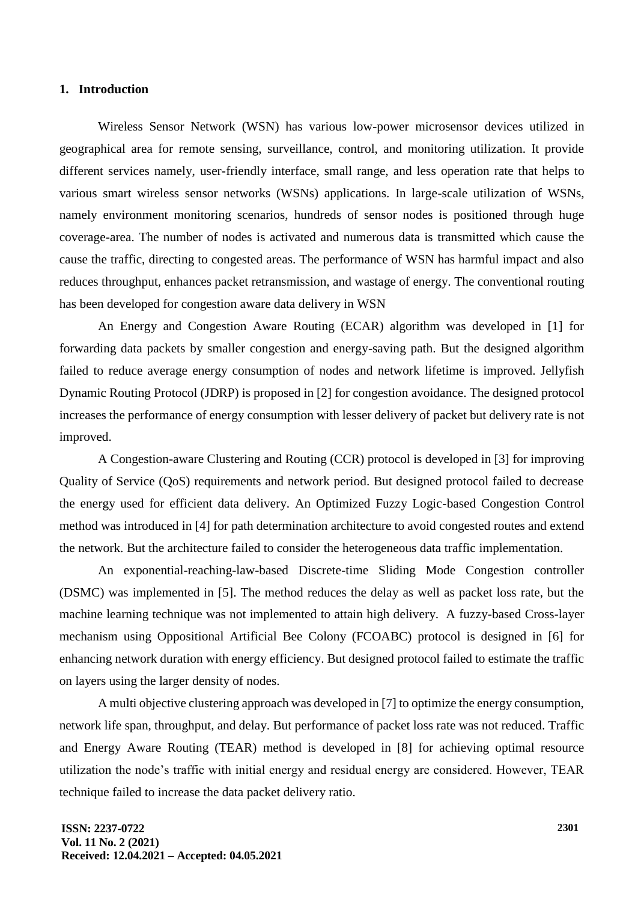## 1. Introduction

Wireless Sensor Network (WSN) has various low-power microsensor devices utilized in geographical area for remote sensing, surveillance, control, and monitoring utilization. It provide different services namely, user-friendly interface, small range, and less operation rate that helps to various smart wireless sensor networks (WSNs) applications. In large-scale utilization of WSNs, namely environment monitoring scenarios, hundreds of sensor nodes is positioned through huge coverage-area. The number of nodes is activated and numerous data is transmitted which cause the cause the traffic, directing to congested areas. The performance of WSN has harmful impact and also reduces throughput, enhances packet retransmission, and wastage of energy. The conventional routing has been developed for congestion aware data delivery in WSN

An Energy and Congestion Aware Routing (ECAR) algorithm was developed in [1] for forwarding data packets by smaller congestion and energy-saving path. But the designed algorithm failed to reduce average energy consumption of nodes and network lifetime is improved. Jellyfish Dynamic Routing Protocol (JDRP) is proposed in [2] for congestion avoidance. The designed protocol increases the performance of energy consumption with lesser delivery of packet but delivery rate is not improved.

A Congestion-aware Clustering and Routing (CCR) protocol is developed in [3] for improving Quality of Service (QoS) requirements and network period. But designed protocol failed to decrease the energy used for efficient data delivery. An Optimized Fuzzy Logic-based Congestion Control method was introduced in [4] for path determination architecture to avoid congested routes and extend the network. But the architecture failed to consider the heterogeneous data traffic implementation.

An exponential-reaching-law-based Discrete-time Sliding Mode Congestion controller (DSMC) was implemented in [5]. The method reduces the delay as well as packet loss rate, but the machine learning technique was not implemented to attain high delivery. A fuzzy-based Cross-layer mechanism using Oppositional Artificial Bee Colony (FCOABC) protocol is designed in [6] for enhancing network duration with energy efficiency. But designed protocol failed to estimate the traffic on layers using the larger density of nodes.

A multi objective clustering approach was developed in [7] to optimize the energy consumption, network life span, throughput, and delay. But performance of packet loss rate was not reduced. Traffic and Energy Aware Routing (TEAR) method is developed in [8] for achieving optimal resource utilization the node's traffic with initial energy and residual energy are considered. However, TEAR technique failed to increase the data packet delivery ratio.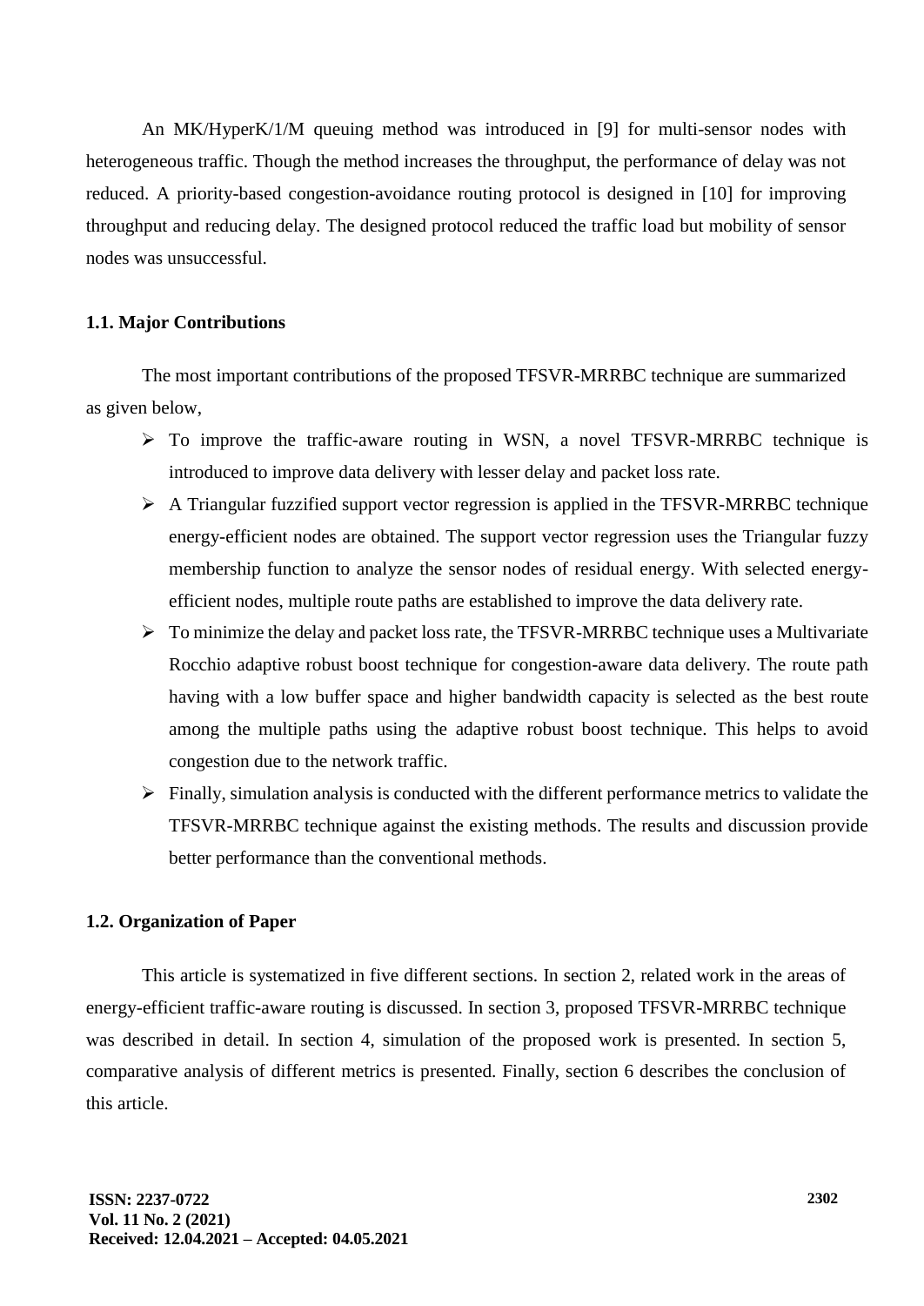An MK/HyperK/1/M queuing method was introduced in [9] for multi-sensor nodes with heterogeneous traffic. Though the method increases the throughput, the performance of delay was not reduced. A priority-based congestion-avoidance routing protocol is designed in [10] for improving throughput and reducing delay. The designed protocol reduced the traffic load but mobility of sensor nodes was unsuccessful.

### 1.1. Major Contributions

The most important contributions of the proposed TFSVR-MRRBC technique are summarized as given below,

- To improve the traffic-aware routing in WSN, a novel TFSVR-MRRBC technique is introduced to improve data delivery with lesser delay and packet loss rate.
- A Triangular fuzzified support vector regression is applied in the TFSVR-MRRBC technique energy-efficient nodes are obtained. The support vector regression uses the Triangular fuzzy membership function to analyze the sensor nodes of residual energy. With selected energy-efficient nodes, multiple route paths are established to improve the data delivery rate.
- To minimize the delay and packet loss rate, the TFSVR-MRRBC technique uses a Multivariate Rocchio adaptive robust boost technique for congestion-aware data delivery. The route path having with a low buffer space and higher bandwidth capacity is selected as the best route among the multiple paths using the adaptive robust boost technique. This helps to avoid congestion due to the network traffic.
- Finally, simulation analysis is conducted with the different performance metrics to validate the TFSVR-MRRBC technique against the existing methods. The results and discussion provide better performance than the conventional methods.

### 1.2. Organization of Paper

This article is systematized in five different sections. In section 2, related work in the areas of energy-efficient traffic-aware routing is discussed. In section 3, proposed TFSVR-MRRBC technique was described in detail. In section 4, simulation of the proposed work is presented. In section 5, comparative analysis of different metrics is presented. Finally, section 6 describes the conclusion of this article.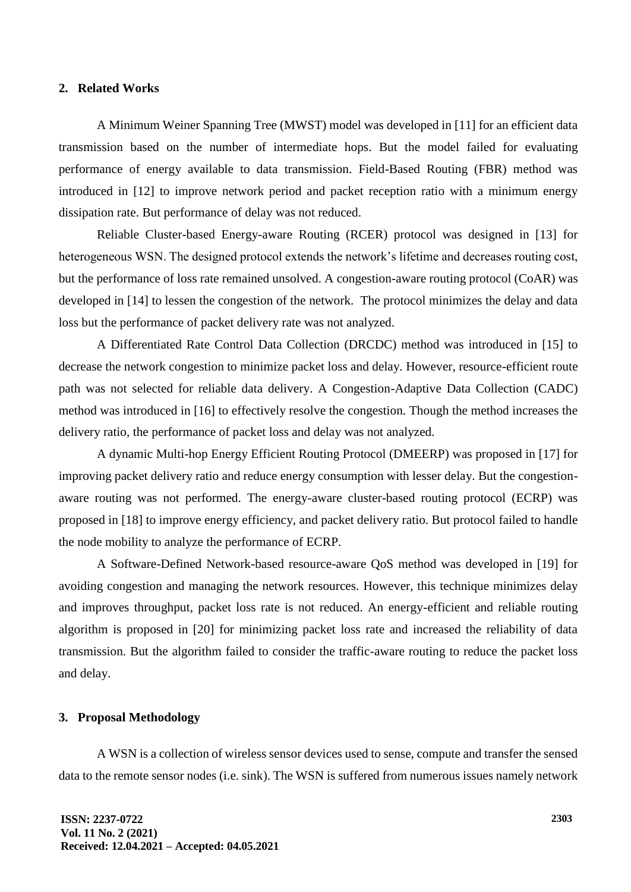## 2. Related Works

A Minimum Weiner Spanning Tree (MWST) model was developed in [11] for an efficient data transmission based on the number of intermediate hops. But the model failed for evaluating performance of energy available to data transmission. Field-Based Routing (FBR) method was introduced in [12] to improve network period and packet reception ratio with a minimum energy dissipation rate. But performance of delay was not reduced.

Reliable Cluster-based Energy-aware Routing (RCER) protocol was designed in [13] for heterogeneous WSN. The designed protocol extends the network's lifetime and decreases routing cost, but the performance of loss rate remained unsolved. A congestion-aware routing protocol (CoAR) was developed in [14] to lessen the congestion of the network. The protocol minimizes the delay and data loss but the performance of packet delivery rate was not analyzed.

A Differentiated Rate Control Data Collection (DRCDC) method was introduced in [15] to decrease the network congestion to minimize packet loss and delay. However, resource-efficient route path was not selected for reliable data delivery. A Congestion-Adaptive Data Collection (CADC) method was introduced in [16] to effectively resolve the congestion. Though the method increases the delivery ratio, the performance of packet loss and delay was not analyzed.

A dynamic Multi-hop Energy Efficient Routing Protocol (DMEERP) was proposed in [17] for improving packet delivery ratio and reduce energy consumption with lesser delay. But the congestion-aware routing was not performed. The energy-aware cluster-based routing protocol (ECRP) was proposed in [18] to improve energy efficiency, and packet delivery ratio. But protocol failed to handle the node mobility to analyze the performance of ECRP.

A Software-Defined Network-based resource-aware QoS method was developed in [19] for avoiding congestion and managing the network resources. However, this technique minimizes delay and improves throughput, packet loss rate is not reduced. An energy-efficient and reliable routing algorithm is proposed in [20] for minimizing packet loss rate and increased the reliability of data transmission. But the algorithm failed to consider the traffic-aware routing to reduce the packet loss and delay.

## 3. Proposal Methodology

A WSN is a collection of wireless sensor devices used to sense, compute and transfer the sensed data to the remote sensor nodes (i.e. sink). The WSN is suffered from numerous issues namely network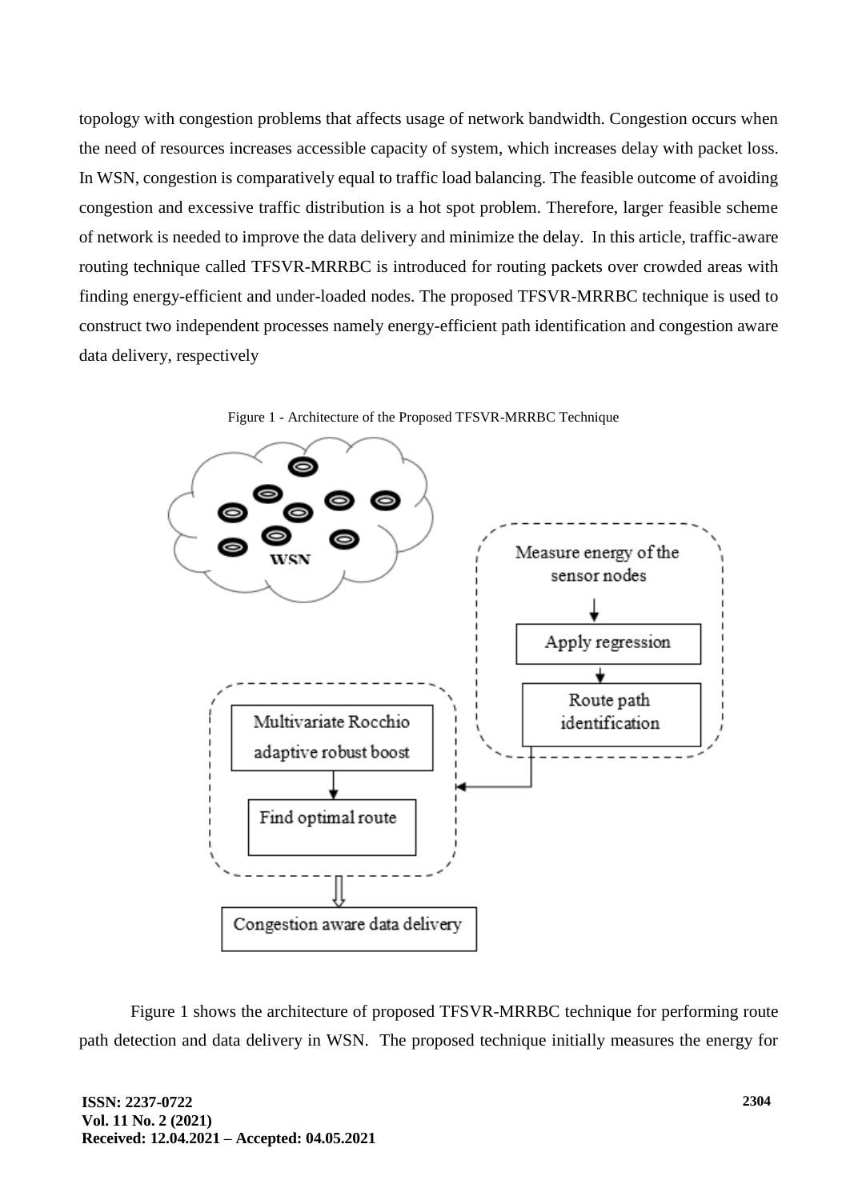topology with congestion problems that affects usage of network bandwidth. Congestion occurs when the need of resources increases accessible capacity of system, which increases delay with packet loss. In WSN, congestion is comparatively equal to traffic load balancing. The feasible outcome of avoiding congestion and excessive traffic distribution is a hot spot problem. Therefore, larger feasible scheme of network is needed to improve the data delivery and minimize the delay. In this article, traffic-aware routing technique called TFSVR-MRRBC is introduced for routing packets over crowded areas with finding energy-efficient and under-loaded nodes. The proposed TFSVR-MRRBC technique is used to construct two independent processes namely energy-efficient path identification and congestion aware data delivery, respectively

Figure 1 - Architecture of the Proposed TFSVR-MRRBC Technique

Figure 1 shows the architecture of proposed TFSVR-MRRBC technique for performing route path detection and data delivery in WSN. The proposed technique initially measures the energy for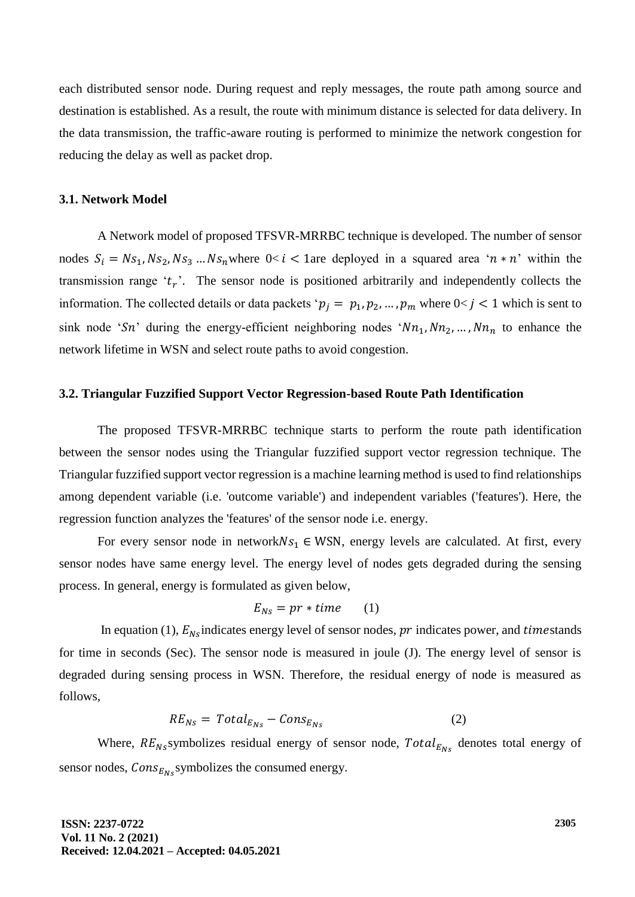each distributed sensor node. During request and reply messages, the route path among source and destination is established. As a result, the route with minimum distance is selected for data delivery. In the data transmission, the traffic-aware routing is performed to minimize the network congestion for reducing the delay as well as packet drop.

### 3.1. Network Model

A Network model of proposed TFSVR-MRRBC technique is developed. The number of sensor nodes $S_i = Ns_1, Ns_2, Ns_3 \ldots Ns_n$ where $0 < i < 1$ are deployed in a squared area '$n * n$' within the transmission range '$t_r$'. The sensor node is positioned arbitrarily and independently collects the information. The collected details or data packets '$p_j = p_1, p_2, \ldots, p_m$ where $0 < j < 1$ which is sent to sink node '$Sn$' during the energy-efficient neighboring nodes '$Nn_1, Nn_2, \ldots, Nn_n$ to enhance the network lifetime in WSN and select route paths to avoid congestion.

### 3.2. Triangular Fuzzified Support Vector Regression-based Route Path Identification

The proposed TFSVR-MRRBC technique starts to perform the route path identification between the sensor nodes using the Triangular fuzzified support vector regression technique. The Triangular fuzzified support vector regression is a machine learning method is used to find relationships among dependent variable (i.e. 'outcome variable') and independent variables ('features'). Here, the regression function analyzes the 'features' of the sensor node i.e. energy.

For every sensor node in network $Ns_1 \in$ WSN, energy levels are calculated. At first, every sensor nodes have same energy level. The energy level of nodes gets degraded during the sensing process. In general, energy is formulated as given below,

$$E_{Ns} = pr * time \qquad (1)$$

In equation (1), $E_{Ns}$ indicates energy level of sensor nodes, $pr$ indicates power, and $time$ stands for time in seconds (Sec). The sensor node is measured in joule (J). The energy level of sensor is degraded during sensing process in WSN. Therefore, the residual energy of node is measured as follows,

$$RE_{Ns} = Total_{E_{Ns}} - Cons_{E_{Ns}} \qquad (2)$$

Where, $RE_{Ns}$ symbolizes residual energy of sensor node, $Total_{E_{Ns}}$ denotes total energy of sensor nodes, $Cons_{E_{Ns}}$ symbolizes the consumed energy.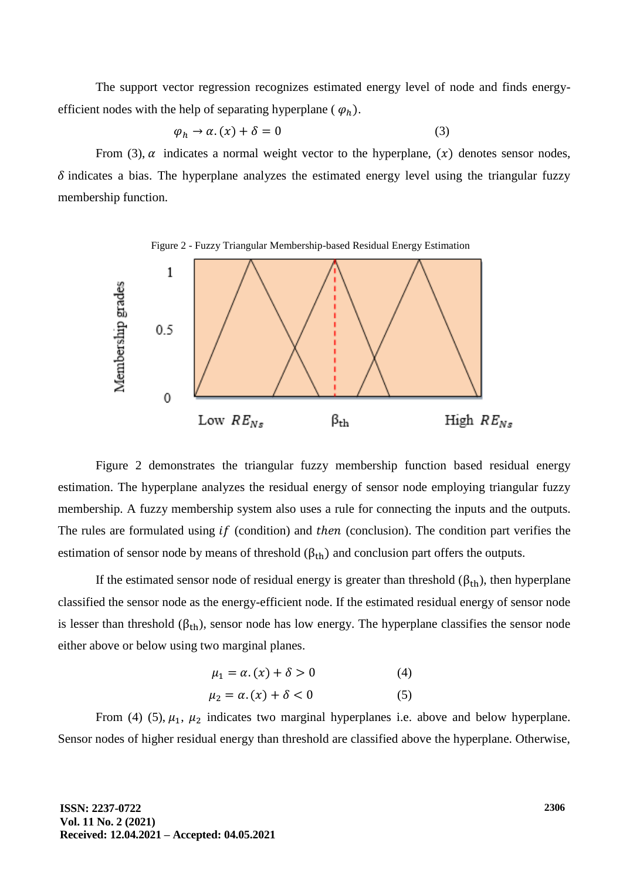The support vector regression recognizes estimated energy level of node and finds energy-efficient nodes with the help of separating hyperplane ( $\varphi_h$).

$$\varphi_h \rightarrow \alpha.(x) + \delta = 0 \qquad (3)$$

From (3), $\alpha$ indicates a normal weight vector to the hyperplane, $(x)$ denotes sensor nodes, $\delta$ indicates a bias. The hyperplane analyzes the estimated energy level using the triangular fuzzy membership function.

Figure 2 - Fuzzy Triangular Membership-based Residual Energy Estimation

Figure 2 demonstrates the triangular fuzzy membership function based residual energy estimation. The hyperplane analyzes the residual energy of sensor node employing triangular fuzzy membership. A fuzzy membership system also uses a rule for connecting the inputs and the outputs. The rules are formulated using $if$ (condition) and $then$ (conclusion). The condition part verifies the estimation of sensor node by means of threshold ($\beta_{th}$) and conclusion part offers the outputs.

If the estimated sensor node of residual energy is greater than threshold ($\beta_{th}$), then hyperplane classified the sensor node as the energy-efficient node. If the estimated residual energy of sensor node is lesser than threshold ($\beta_{th}$), sensor node has low energy. The hyperplane classifies the sensor node either above or below using two marginal planes.

$$\mu_1 = \alpha.(x) + \delta > 0 \qquad (4)$$

$$\mu_2 = \alpha.(x) + \delta < 0 \qquad (5)$$

From (4) (5), $\mu_1$, $\mu_2$ indicates two marginal hyperplanes i.e. above and below hyperplane. Sensor nodes of higher residual energy than threshold are classified above the hyperplane. Otherwise,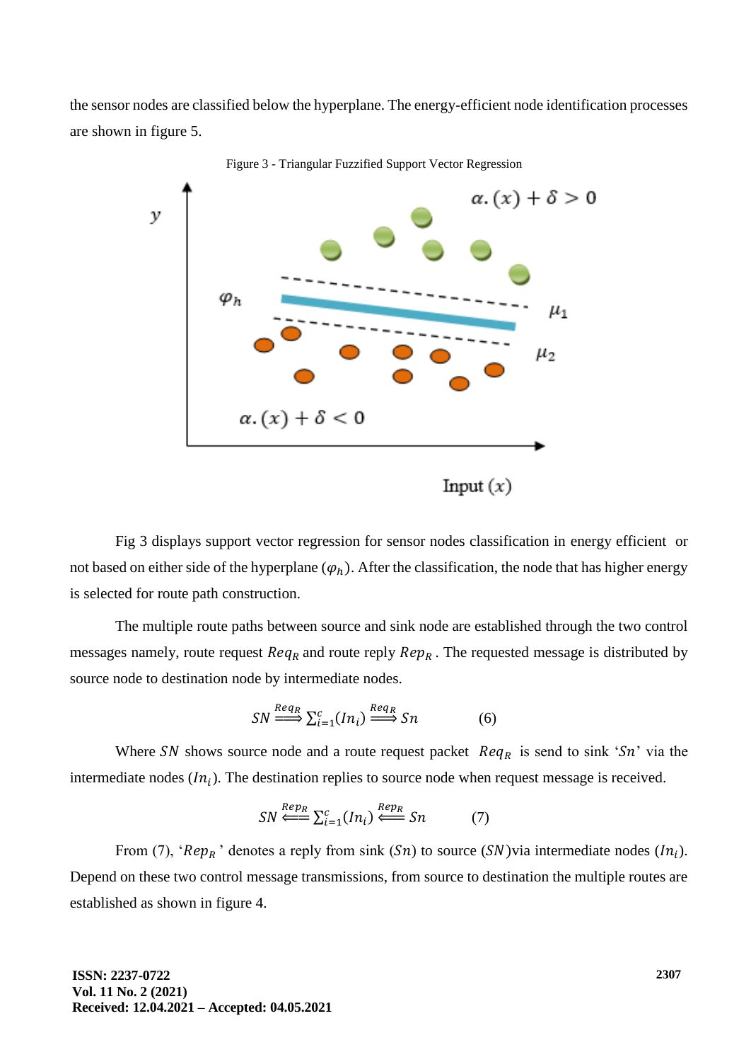the sensor nodes are classified below the hyperplane. The energy-efficient node identification processes are shown in figure 5.

Figure 3 - Triangular Fuzzified Support Vector Regression

Fig 3 displays support vector regression for sensor nodes classification in energy efficient or not based on either side of the hyperplane ($\varphi_h$). After the classification, the node that has higher energy is selected for route path construction.

The multiple route paths between source and sink node are established through the two control messages namely, route request $Req_R$ and route reply $Rep_R$. The requested message is distributed by source node to destination node by intermediate nodes.

$$SN \overset{Req_R}{\Longrightarrow} \sum_{i=1}^{c}(In_i) \overset{Req_R}{\Longrightarrow} Sn \qquad (6)$$

Where $SN$ shows source node and a route request packet $Req_R$ is send to sink '$Sn$' via the intermediate nodes ($In_i$). The destination replies to source node when request message is received.

$$SN \overset{Rep_R}{\Longleftarrow} \sum_{i=1}^{c}(In_i) \overset{Rep_R}{\Longleftarrow} Sn \qquad (7)$$

From (7), '$Rep_R$' denotes a reply from sink ($Sn$) to source ($SN$) via intermediate nodes ($In_i$). Depend on these two control message transmissions, from source to destination the multiple routes are established as shown in figure 4.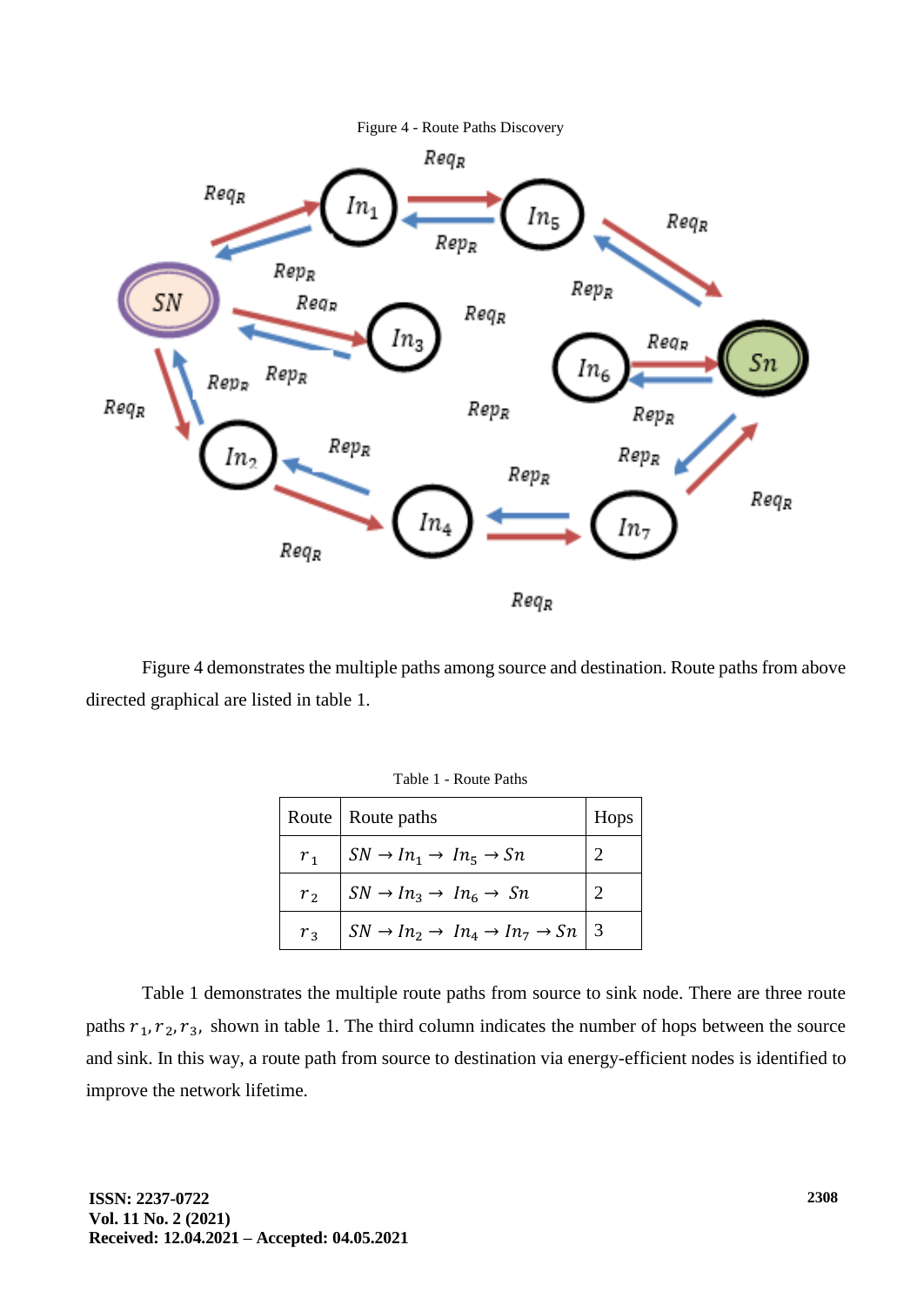Figure 4 - Route Paths Discovery

Figure 4 demonstrates the multiple paths among source and destination. Route paths from above directed graphical are listed in table 1.

Table 1 - Route Paths

| Route | Route paths | Hops |
|---|---|---|
| $r_1$ | $SN \rightarrow In_1 \rightarrow In_5 \rightarrow Sn$ | 2 |
| $r_2$ | $SN \rightarrow In_3 \rightarrow In_6 \rightarrow Sn$ | 2 |
| $r_3$ | $SN \rightarrow In_2 \rightarrow In_4 \rightarrow In_7 \rightarrow Sn$ | 3 |

Table 1 demonstrates the multiple route paths from source to sink node. There are three route paths $r_1, r_2, r_3$, shown in table 1. The third column indicates the number of hops between the source and sink. In this way, a route path from source to destination via energy-efficient nodes is identified to improve the network lifetime.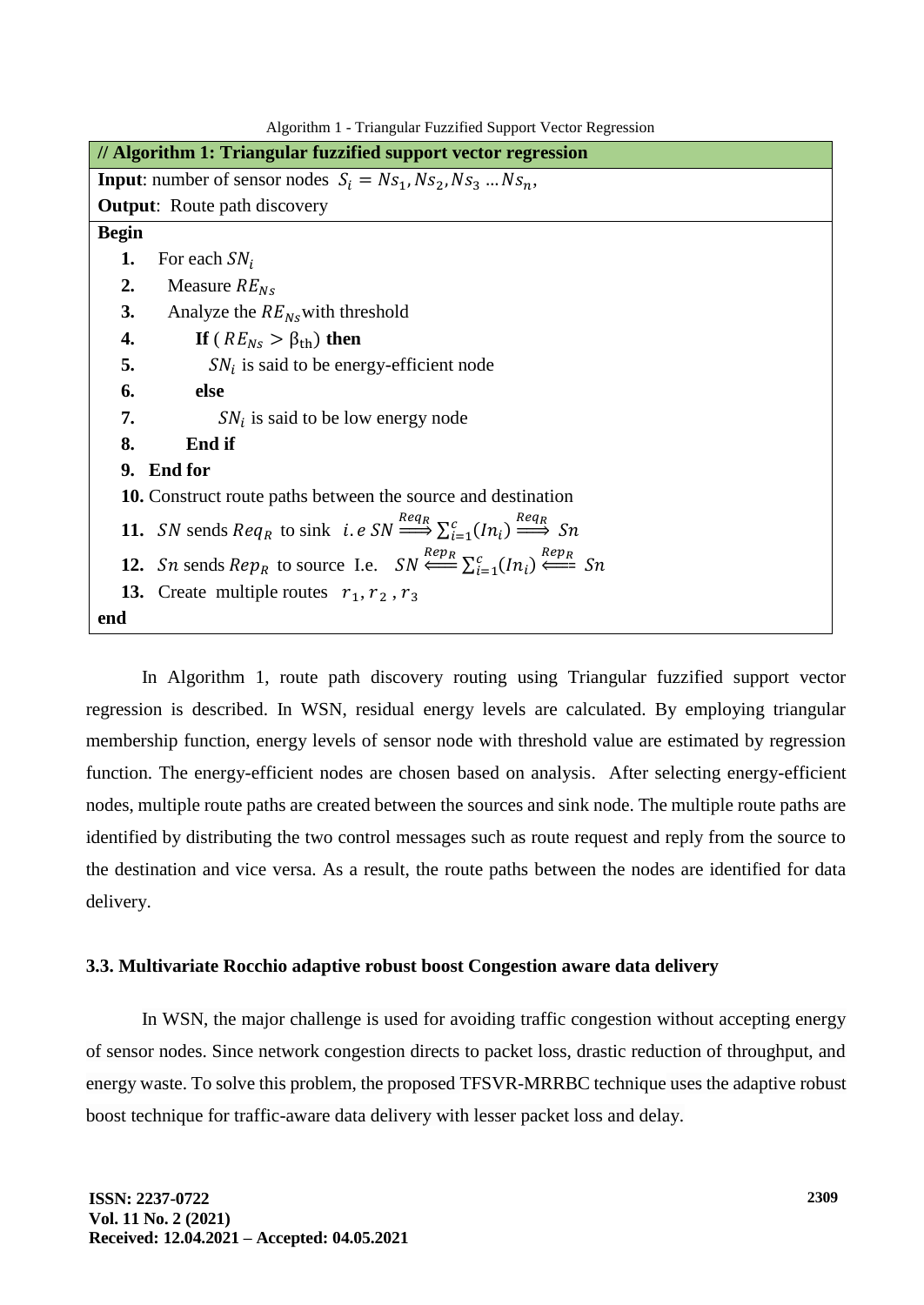Algorithm 1 - Triangular Fuzzified Support Vector Regression

**// Algorithm 1: Triangular fuzzified support vector regression**

**Input**: number of sensor nodes $S_i = Ns_1, Ns_2, Ns_3 \dots Ns_n$,

**Output**: Route path discovery

**Begin**

1. For each $SN_i$
2. Measure $RE_{Ns}$
3. Analyze the $RE_{Ns}$ with threshold
4. **If** ( $RE_{Ns} > \beta_{\text{th}}$) **then**
5. $SN_i$ is said to be energy-efficient node
6. **else**
7. $SN_i$ is said to be low energy node
8. **End if**
9. **End for**
10. Construct route paths between the source and destination
11. $SN$ sends $Req_R$ to sink $i.e\ SN \overset{Req_R}{\Longrightarrow} \sum_{i=1}^{c}(In_i) \overset{Req_R}{\Longrightarrow} Sn$
12. $Sn$ sends $Rep_R$ to source I.e. $SN \overset{Rep_R}{\Longleftarrow} \sum_{i=1}^{c}(In_i) \overset{Rep_R}{\Longleftarrow} Sn$
13. Create multiple routes $r_1, r_2, r_3$

**end**

In Algorithm 1, route path discovery routing using Triangular fuzzified support vector regression is described. In WSN, residual energy levels are calculated. By employing triangular membership function, energy levels of sensor node with threshold value are estimated by regression function. The energy-efficient nodes are chosen based on analysis. After selecting energy-efficient nodes, multiple route paths are created between the sources and sink node. The multiple route paths are identified by distributing the two control messages such as route request and reply from the source to the destination and vice versa. As a result, the route paths between the nodes are identified for data delivery.

### 3.3. Multivariate Rocchio adaptive robust boost Congestion aware data delivery

In WSN, the major challenge is used for avoiding traffic congestion without accepting energy of sensor nodes. Since network congestion directs to packet loss, drastic reduction of throughput, and energy waste. To solve this problem, the proposed TFSVR-MRRBC technique uses the adaptive robust boost technique for traffic-aware data delivery with lesser packet loss and delay.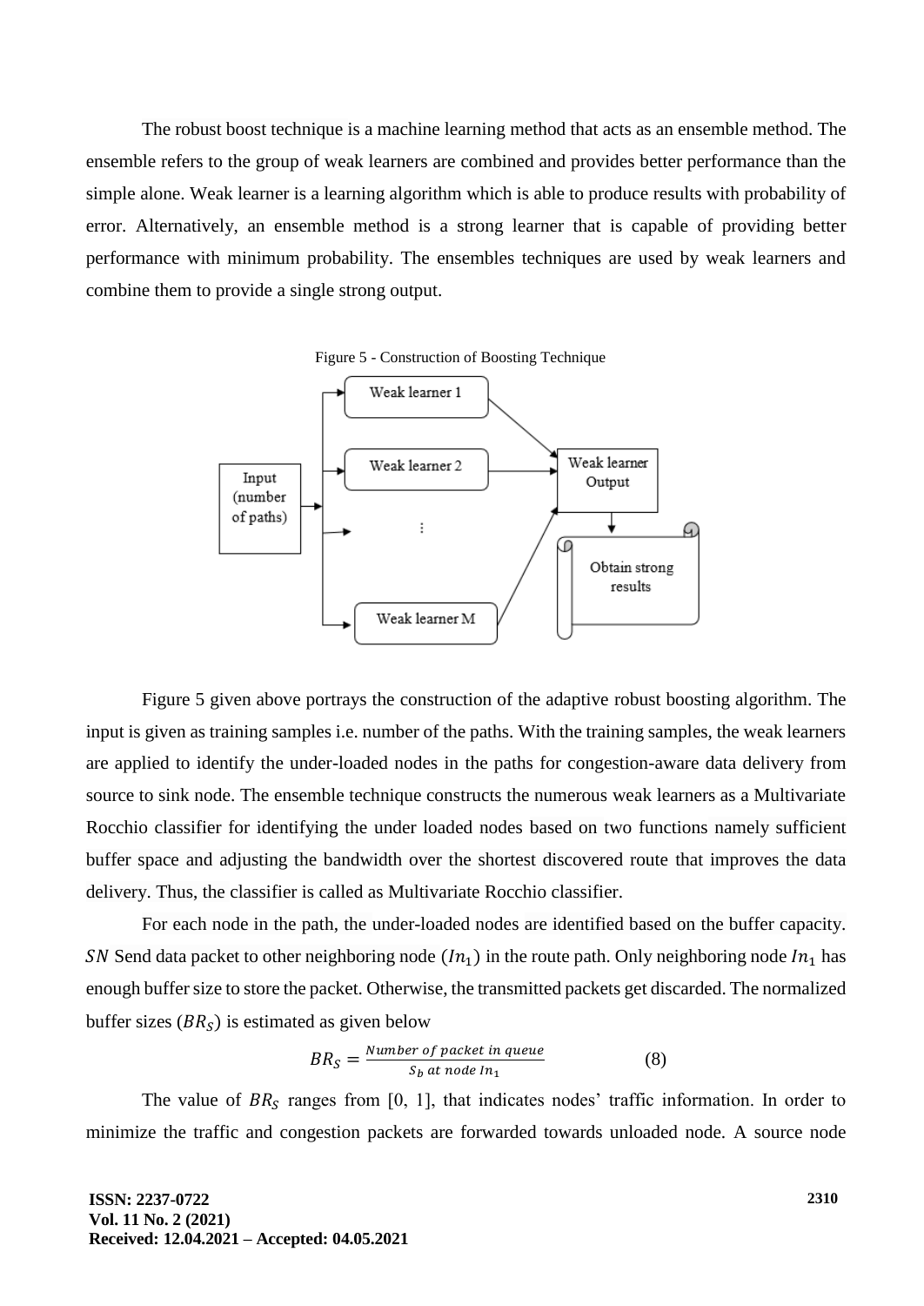The robust boost technique is a machine learning method that acts as an ensemble method. The ensemble refers to the group of weak learners are combined and provides better performance than the simple alone. Weak learner is a learning algorithm which is able to produce results with probability of error. Alternatively, an ensemble method is a strong learner that is capable of providing better performance with minimum probability. The ensembles techniques are used by weak learners and combine them to provide a single strong output.

Figure 5 - Construction of Boosting Technique

Figure 5 given above portrays the construction of the adaptive robust boosting algorithm. The input is given as training samples i.e. number of the paths. With the training samples, the weak learners are applied to identify the under-loaded nodes in the paths for congestion-aware data delivery from source to sink node. The ensemble technique constructs the numerous weak learners as a Multivariate Rocchio classifier for identifying the under loaded nodes based on two functions namely sufficient buffer space and adjusting the bandwidth over the shortest discovered route that improves the data delivery. Thus, the classifier is called as Multivariate Rocchio classifier.

For each node in the path, the under-loaded nodes are identified based on the buffer capacity. $SN$ Send data packet to other neighboring node $(In_1)$ in the route path. Only neighboring node $In_1$ has enough buffer size to store the packet. Otherwise, the transmitted packets get discarded. The normalized buffer sizes $(BR_S)$ is estimated as given below

$$BR_S = \frac{Number\ of\ packet\ in\ queue}{S_b\ at\ node\ In_1} \qquad (8)$$

The value of $BR_S$ ranges from [0, 1], that indicates nodes' traffic information. In order to minimize the traffic and congestion packets are forwarded towards unloaded node. A source node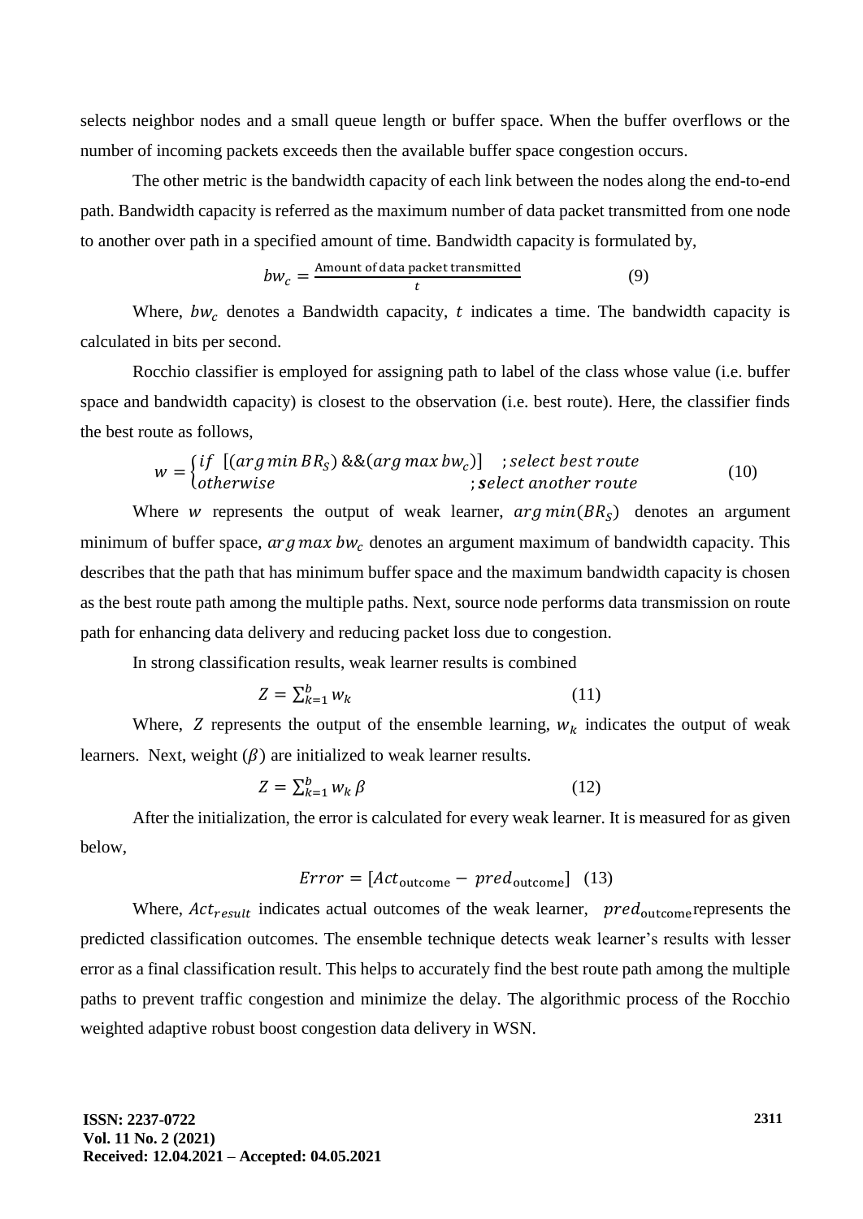selects neighbor nodes and a small queue length or buffer space. When the buffer overflows or the number of incoming packets exceeds then the available buffer space congestion occurs.

The other metric is the bandwidth capacity of each link between the nodes along the end-to-end path. Bandwidth capacity is referred as the maximum number of data packet transmitted from one node to another over path in a specified amount of time. Bandwidth capacity is formulated by,

$$bw_c = \frac{\text{Amount of data packet transmitted}}{t} \tag{9}$$

Where, $bw_c$ denotes a Bandwidth capacity, $t$ indicates a time. The bandwidth capacity is calculated in bits per second.

Rocchio classifier is employed for assigning path to label of the class whose value (i.e. buffer space and bandwidth capacity) is closest to the observation (i.e. best route). Here, the classifier finds the best route as follows,

$$w = \begin{cases} if \ \ [(arg\,min\,BR_S)\ \&\&(arg\,max\,bw_c)] & ; select\ best\ route \\ otherwise & ; \boldsymbol{s}elect\ another\ route \end{cases} \tag{10}$$

Where $w$ represents the output of weak learner, $arg\,min(BR_S)$ denotes an argument minimum of buffer space, $arg\,max\,bw_c$ denotes an argument maximum of bandwidth capacity. This describes that the path that has minimum buffer space and the maximum bandwidth capacity is chosen as the best route path among the multiple paths. Next, source node performs data transmission on route path for enhancing data delivery and reducing packet loss due to congestion.

In strong classification results, weak learner results is combined

$$Z = \sum_{k=1}^{b} w_k \tag{11}$$

Where, $Z$ represents the output of the ensemble learning, $w_k$ indicates the output of weak learners. Next, weight $(\beta)$ are initialized to weak learner results.

$$Z = \sum_{k=1}^{b} w_k\, \beta \tag{12}$$

After the initialization, the error is calculated for every weak learner. It is measured for as given below,

$$Error = [Act_{\text{outcome}} - pred_{\text{outcome}}] \tag{13}$$

Where, $Act_{result}$ indicates actual outcomes of the weak learner, $pred_{\text{outcome}}$ represents the predicted classification outcomes. The ensemble technique detects weak learner's results with lesser error as a final classification result. This helps to accurately find the best route path among the multiple paths to prevent traffic congestion and minimize the delay. The algorithmic process of the Rocchio weighted adaptive robust boost congestion data delivery in WSN.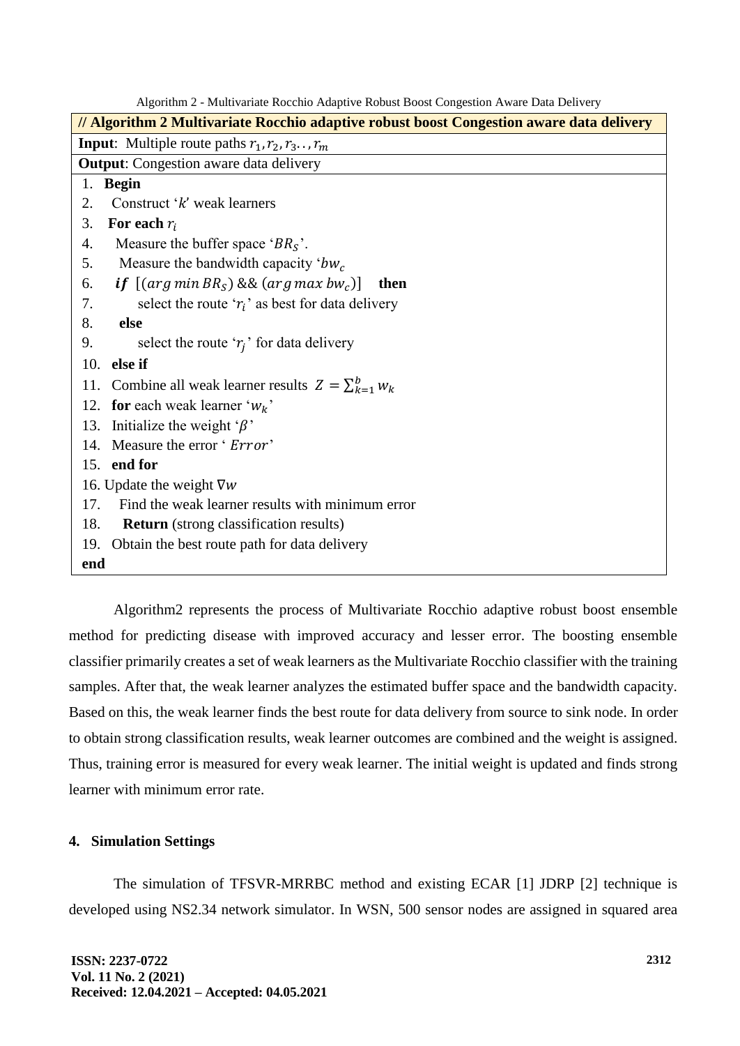Algorithm 2 - Multivariate Rocchio Adaptive Robust Boost Congestion Aware Data Delivery

```
// Algorithm 2 Multivariate Rocchio adaptive robust boost Congestion aware data delivery
Input: Multiple route paths r_1, r_2, r_3.., r_m
Output: Congestion aware data delivery
1.  Begin
2.    Construct 'k' weak learners
3.    For each r_i
4.      Measure the buffer space 'BR_S'.
5.      Measure the bandwidth capacity 'bw_c
6.      if [(arg min BR_S) && (arg max bw_c)]  then
7.          select the route 'r_i' as best for data delivery
8.      else
9.          select the route 'r_j' for data delivery
10.   else if
11.   Combine all weak learner results  Z = Σ_{k=1}^{b} w_k
12.   for each weak learner 'w_k'
13.   Initialize the weight 'β'
14.   Measure the error ' Error'
15.   end for
16. Update the weight ∇w
17.     Find the weak learner results with minimum error
18.     Return (strong classification results)
19.   Obtain the best route path for data delivery
end
```

Algorithm2 represents the process of Multivariate Rocchio adaptive robust boost ensemble method for predicting disease with improved accuracy and lesser error. The boosting ensemble classifier primarily creates a set of weak learners as the Multivariate Rocchio classifier with the training samples. After that, the weak learner analyzes the estimated buffer space and the bandwidth capacity. Based on this, the weak learner finds the best route for data delivery from source to sink node. In order to obtain strong classification results, weak learner outcomes are combined and the weight is assigned. Thus, training error is measured for every weak learner. The initial weight is updated and finds strong learner with minimum error rate.

## 4. Simulation Settings

The simulation of TFSVR-MRRBC method and existing ECAR [1] JDRP [2] technique is developed using NS2.34 network simulator. In WSN, 500 sensor nodes are assigned in squared area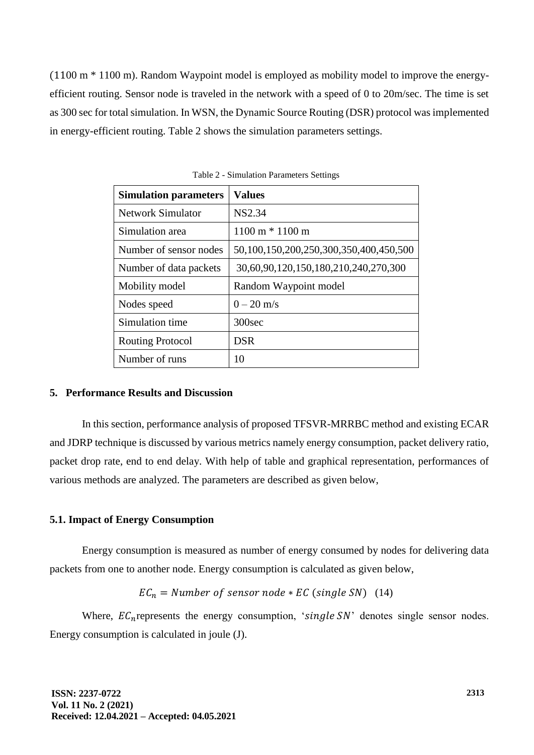(1100 m * 1100 m). Random Waypoint model is employed as mobility model to improve the energy-efficient routing. Sensor node is traveled in the network with a speed of 0 to 20m/sec. The time is set as 300 sec for total simulation. In WSN, the Dynamic Source Routing (DSR) protocol was implemented in energy-efficient routing. Table 2 shows the simulation parameters settings.

Table 2 - Simulation Parameters Settings

| **Simulation parameters** | **Values** |
|---|---|
| Network Simulator | NS2.34 |
| Simulation area | 1100 m * 1100 m |
| Number of sensor nodes | 50,100,150,200,250,300,350,400,450,500 |
| Number of data packets | 30,60,90,120,150,180,210,240,270,300 |
| Mobility model | Random Waypoint model |
| Nodes speed | 0 – 20 m/s |
| Simulation time | 300sec |
| Routing Protocol | DSR |
| Number of runs | 10 |

## 5. Performance Results and Discussion

In this section, performance analysis of proposed TFSVR-MRRBC method and existing ECAR and JDRP technique is discussed by various metrics namely energy consumption, packet delivery ratio, packet drop rate, end to end delay. With help of table and graphical representation, performances of various methods are analyzed. The parameters are described as given below,

### 5.1. Impact of Energy Consumption

Energy consumption is measured as number of energy consumed by nodes for delivering data packets from one to another node. Energy consumption is calculated as given below,

$$EC_n = Number\ of\ sensor\ node * EC\ (single\ SN) \quad (14)$$

Where, $EC_n$ represents the energy consumption, '$single\ SN$' denotes single sensor nodes. Energy consumption is calculated in joule (J).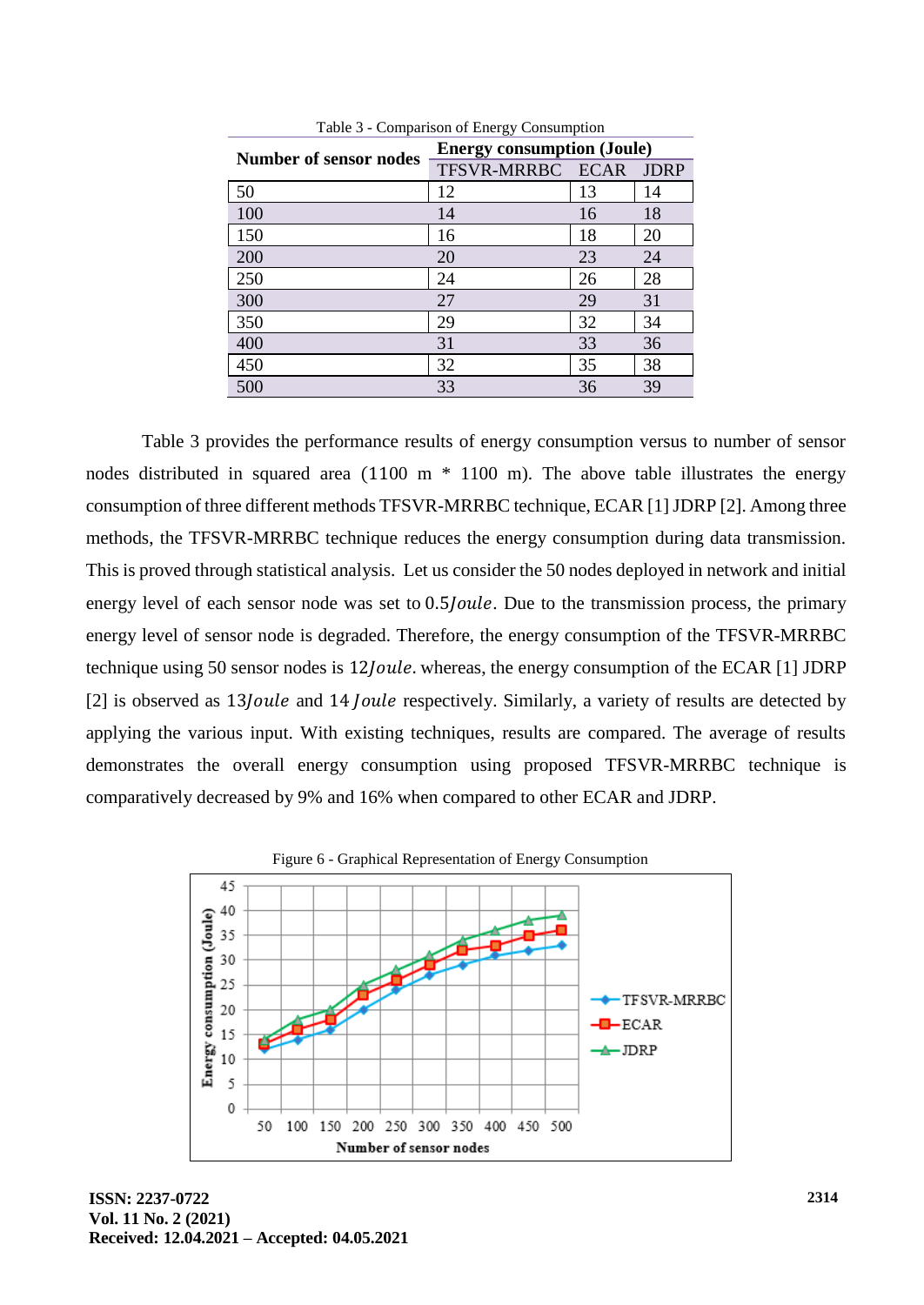Table 3 - Comparison of Energy Consumption

| Number of sensor nodes | Energy consumption (Joule) | | |
|---|---|---|---|
| | TFSVR-MRRBC | ECAR | JDRP |
| 50 | 12 | 13 | 14 |
| 100 | 14 | 16 | 18 |
| 150 | 16 | 18 | 20 |
| 200 | 20 | 23 | 24 |
| 250 | 24 | 26 | 28 |
| 300 | 27 | 29 | 31 |
| 350 | 29 | 32 | 34 |
| 400 | 31 | 33 | 36 |
| 450 | 32 | 35 | 38 |
| 500 | 33 | 36 | 39 |

Table 3 provides the performance results of energy consumption versus to number of sensor nodes distributed in squared area (1100 m * 1100 m). The above table illustrates the energy consumption of three different methods TFSVR-MRRBC technique, ECAR [1] JDRP [2]. Among three methods, the TFSVR-MRRBC technique reduces the energy consumption during data transmission. This is proved through statistical analysis. Let us consider the 50 nodes deployed in network and initial energy level of each sensor node was set to $0.5 Joule$. Due to the transmission process, the primary energy level of sensor node is degraded. Therefore, the energy consumption of the TFSVR-MRRBC technique using 50 sensor nodes is $12 Joule$. whereas, the energy consumption of the ECAR [1] JDRP [2] is observed as $13 Joule$ and $14 Joule$ respectively. Similarly, a variety of results are detected by applying the various input. With existing techniques, results are compared. The average of results demonstrates the overall energy consumption using proposed TFSVR-MRRBC technique is comparatively decreased by 9% and 16% when compared to other ECAR and JDRP.

Figure 6 - Graphical Representation of Energy Consumption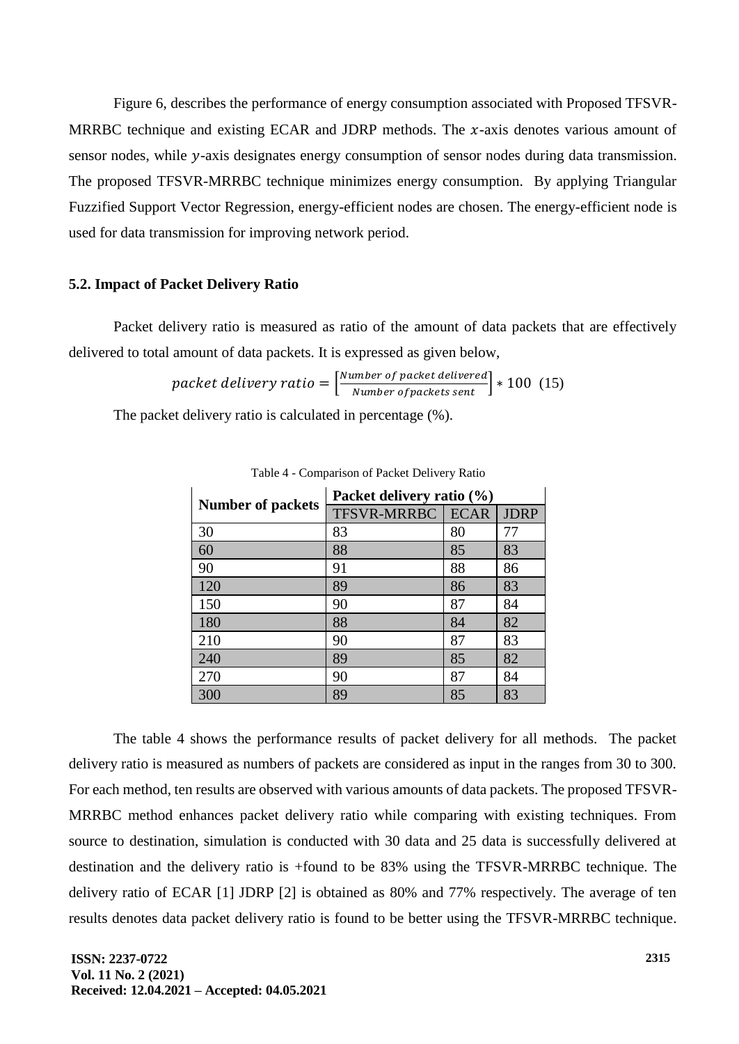Figure 6, describes the performance of energy consumption associated with Proposed TFSVR-MRRBC technique and existing ECAR and JDRP methods. The $x$-axis denotes various amount of sensor nodes, while $y$-axis designates energy consumption of sensor nodes during data transmission. The proposed TFSVR-MRRBC technique minimizes energy consumption. By applying Triangular Fuzzified Support Vector Regression, energy-efficient nodes are chosen. The energy-efficient node is used for data transmission for improving network period.

### 5.2. Impact of Packet Delivery Ratio

Packet delivery ratio is measured as ratio of the amount of data packets that are effectively delivered to total amount of data packets. It is expressed as given below,

$$packet\ delivery\ ratio = \left[\frac{Number\ of\ packet\ delivered}{Number\ of packets\ sent}\right] * 100 \quad (15)$$

The packet delivery ratio is calculated in percentage (%).

Table 4 - Comparison of Packet Delivery Ratio

| Number of packets | Packet delivery ratio (%) | | |
|---|---|---|---|
| | TFSVR-MRRBC | ECAR | JDRP |
| 30 | 83 | 80 | 77 |
| 60 | 88 | 85 | 83 |
| 90 | 91 | 88 | 86 |
| 120 | 89 | 86 | 83 |
| 150 | 90 | 87 | 84 |
| 180 | 88 | 84 | 82 |
| 210 | 90 | 87 | 83 |
| 240 | 89 | 85 | 82 |
| 270 | 90 | 87 | 84 |
| 300 | 89 | 85 | 83 |

The table 4 shows the performance results of packet delivery for all methods. The packet delivery ratio is measured as numbers of packets are considered as input in the ranges from 30 to 300. For each method, ten results are observed with various amounts of data packets. The proposed TFSVR-MRRBC method enhances packet delivery ratio while comparing with existing techniques. From source to destination, simulation is conducted with 30 data and 25 data is successfully delivered at destination and the delivery ratio is +found to be 83% using the TFSVR-MRRBC technique. The delivery ratio of ECAR [1] JDRP [2] is obtained as 80% and 77% respectively. The average of ten results denotes data packet delivery ratio is found to be better using the TFSVR-MRRBC technique.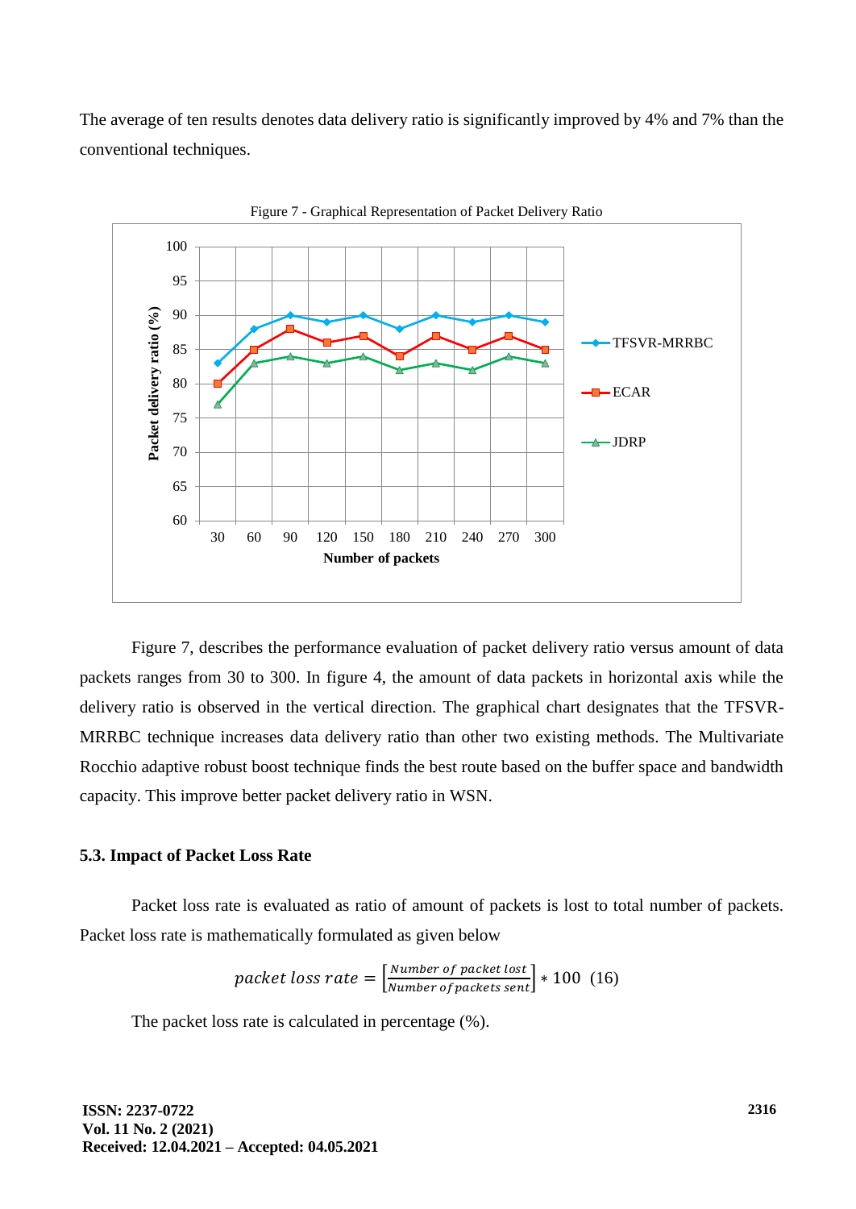The average of ten results denotes data delivery ratio is significantly improved by 4% and 7% than the conventional techniques.

Figure 7 - Graphical Representation of Packet Delivery Ratio

Figure 7, describes the performance evaluation of packet delivery ratio versus amount of data packets ranges from 30 to 300. In figure 4, the amount of data packets in horizontal axis while the delivery ratio is observed in the vertical direction. The graphical chart designates that the TFSVR-MRRBC technique increases data delivery ratio than other two existing methods. The Multivariate Rocchio adaptive robust boost technique finds the best route based on the buffer space and bandwidth capacity. This improve better packet delivery ratio in WSN.

### 5.3. Impact of Packet Loss Rate

Packet loss rate is evaluated as ratio of amount of packets is lost to total number of packets. Packet loss rate is mathematically formulated as given below

$$packet\ loss\ rate = \left[\frac{Number\ of\ packet\ lost}{Number\ of\ packets\ sent}\right] * 100 \quad (16)$$

The packet loss rate is calculated in percentage (%).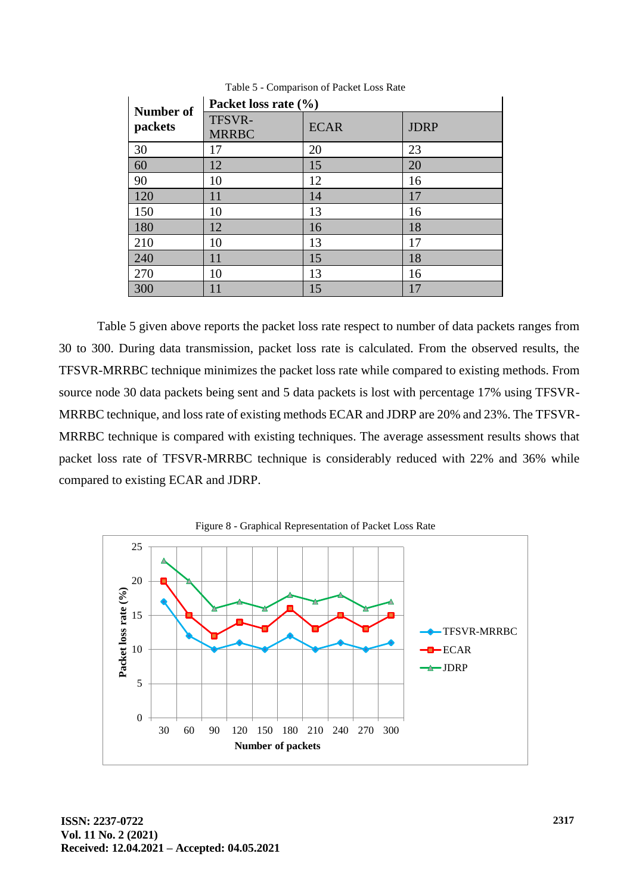Table 5 - Comparison of Packet Loss Rate

| Number of packets | Packet loss rate (%) | | |
|---|---|---|---|
| | TFSVR-MRRBC | ECAR | JDRP |
| 30 | 17 | 20 | 23 |
| 60 | 12 | 15 | 20 |
| 90 | 10 | 12 | 16 |
| 120 | 11 | 14 | 17 |
| 150 | 10 | 13 | 16 |
| 180 | 12 | 16 | 18 |
| 210 | 10 | 13 | 17 |
| 240 | 11 | 15 | 18 |
| 270 | 10 | 13 | 16 |
| 300 | 11 | 15 | 17 |

Table 5 given above reports the packet loss rate respect to number of data packets ranges from 30 to 300. During data transmission, packet loss rate is calculated. From the observed results, the TFSVR-MRRBC technique minimizes the packet loss rate while compared to existing methods. From source node 30 data packets being sent and 5 data packets is lost with percentage 17% using TFSVR-MRRBC technique, and loss rate of existing methods ECAR and JDRP are 20% and 23%. The TFSVR-MRRBC technique is compared with existing techniques. The average assessment results shows that packet loss rate of TFSVR-MRRBC technique is considerably reduced with 22% and 36% while compared to existing ECAR and JDRP.

Figure 8 - Graphical Representation of Packet Loss Rate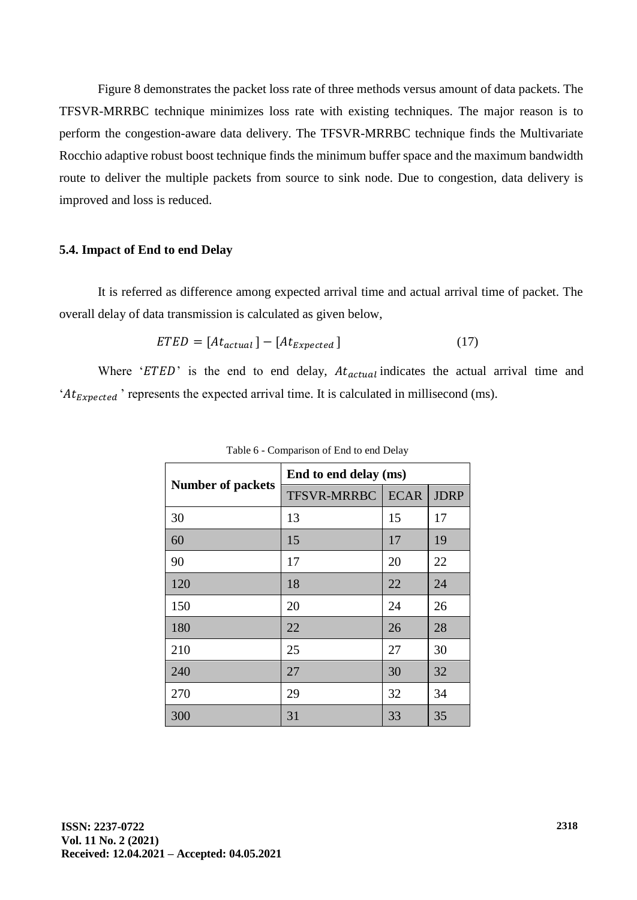Figure 8 demonstrates the packet loss rate of three methods versus amount of data packets. The TFSVR-MRRBC technique minimizes loss rate with existing techniques. The major reason is to perform the congestion-aware data delivery. The TFSVR-MRRBC technique finds the Multivariate Rocchio adaptive robust boost technique finds the minimum buffer space and the maximum bandwidth route to deliver the multiple packets from source to sink node. Due to congestion, data delivery is improved and loss is reduced.

### 5.4. Impact of End to end Delay

It is referred as difference among expected arrival time and actual arrival time of packet. The overall delay of data transmission is calculated as given below,

$$ETED = [At_{actual}] - [At_{Expected}] \tag{17}$$

Where '$ETED$' is the end to end delay, $At_{actual}$ indicates the actual arrival time and '$At_{Expected}$' represents the expected arrival time. It is calculated in millisecond (ms).

Table 6 - Comparison of End to end Delay

| Number of packets | End to end delay (ms) | | |
|---|---|---|---|
| | TFSVR-MRRBC | ECAR | JDRP |
| 30 | 13 | 15 | 17 |
| 60 | 15 | 17 | 19 |
| 90 | 17 | 20 | 22 |
| 120 | 18 | 22 | 24 |
| 150 | 20 | 24 | 26 |
| 180 | 22 | 26 | 28 |
| 210 | 25 | 27 | 30 |
| 240 | 27 | 30 | 32 |
| 270 | 29 | 32 | 34 |
| 300 | 31 | 33 | 35 |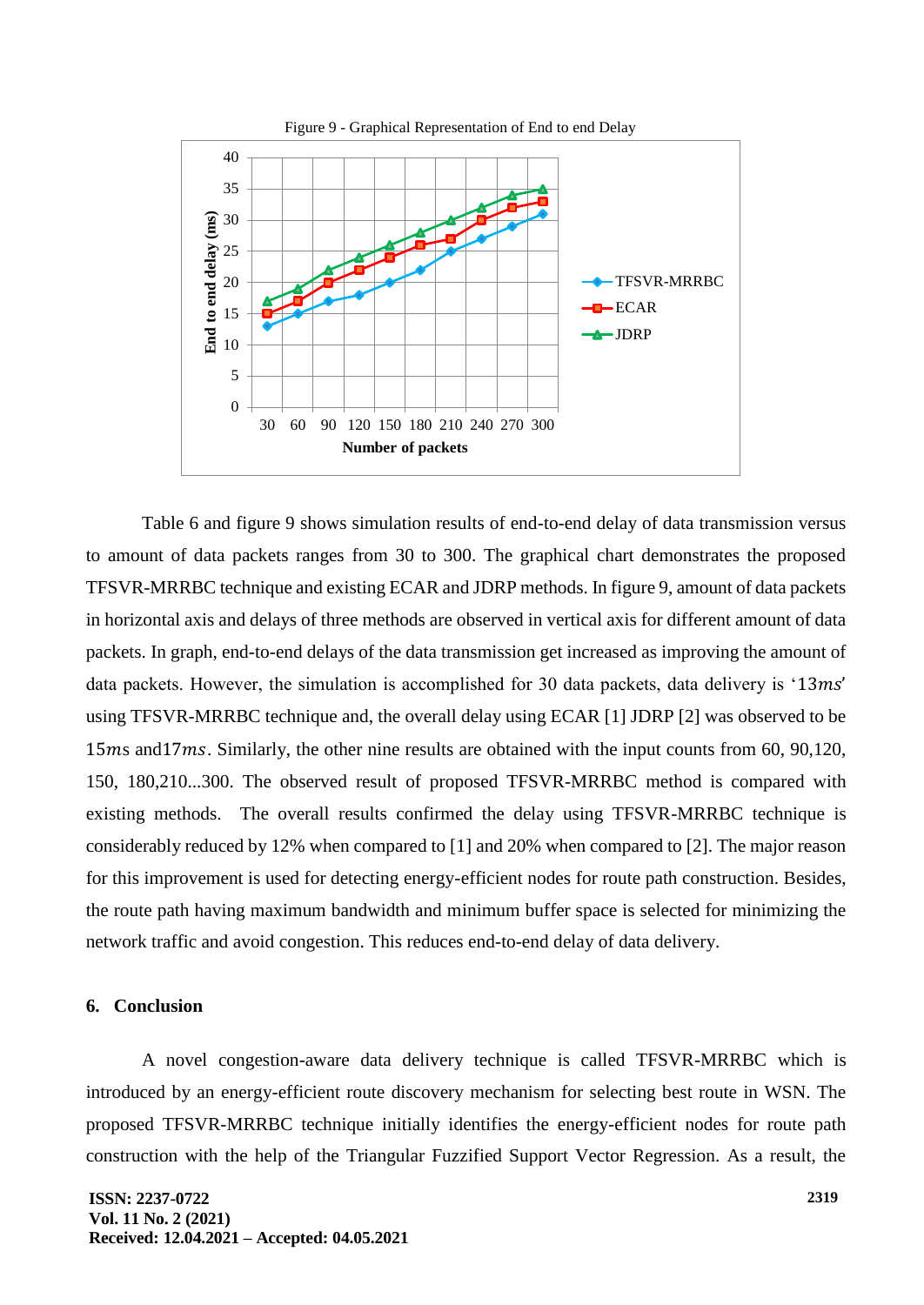Figure 9 - Graphical Representation of End to end Delay

Table 6 and figure 9 shows simulation results of end-to-end delay of data transmission versus to amount of data packets ranges from 30 to 300. The graphical chart demonstrates the proposed TFSVR-MRRBC technique and existing ECAR and JDRP methods. In figure 9, amount of data packets in horizontal axis and delays of three methods are observed in vertical axis for different amount of data packets. In graph, end-to-end delays of the data transmission get increased as improving the amount of data packets. However, the simulation is accomplished for 30 data packets, data delivery is '$13ms$' using TFSVR-MRRBC technique and, the overall delay using ECAR [1] JDRP [2] was observed to be $15ms$ and$17ms$. Similarly, the other nine results are obtained with the input counts from 60, 90,120, 150, 180,210...300. The observed result of proposed TFSVR-MRRBC method is compared with existing methods. The overall results confirmed the delay using TFSVR-MRRBC technique is considerably reduced by 12% when compared to [1] and 20% when compared to [2]. The major reason for this improvement is used for detecting energy-efficient nodes for route path construction. Besides, the route path having maximum bandwidth and minimum buffer space is selected for minimizing the network traffic and avoid congestion. This reduces end-to-end delay of data delivery.

## 6. Conclusion

A novel congestion-aware data delivery technique is called TFSVR-MRRBC which is introduced by an energy-efficient route discovery mechanism for selecting best route in WSN. The proposed TFSVR-MRRBC technique initially identifies the energy-efficient nodes for route path construction with the help of the Triangular Fuzzified Support Vector Regression. As a result, the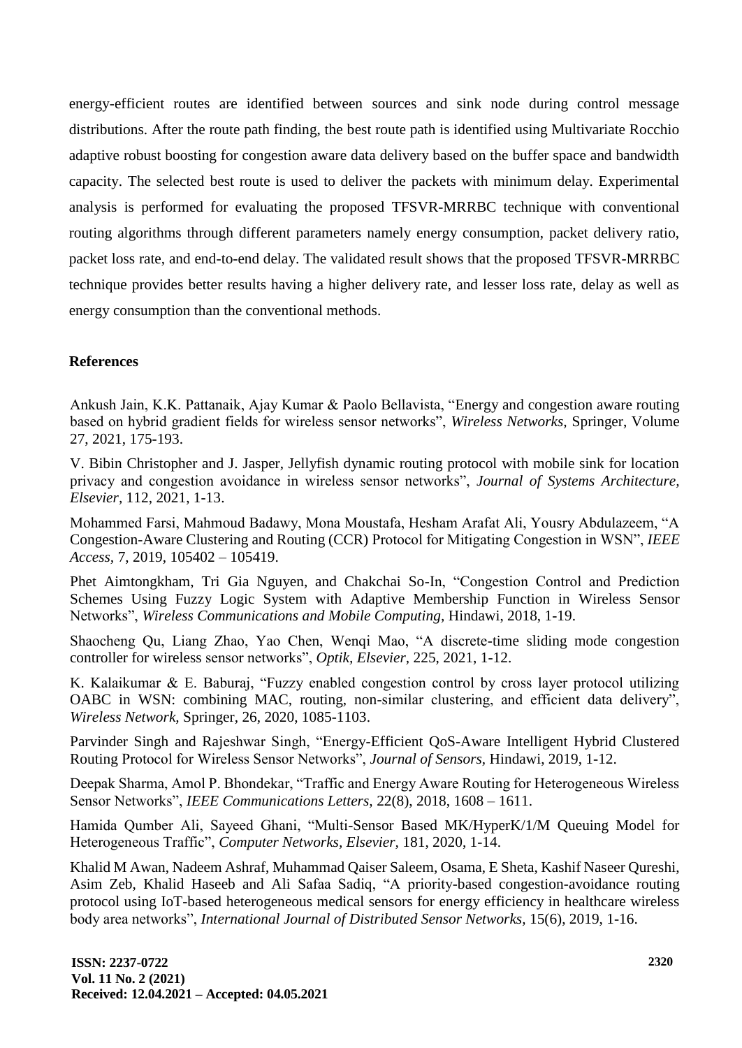energy-efficient routes are identified between sources and sink node during control message distributions. After the route path finding, the best route path is identified using Multivariate Rocchio adaptive robust boosting for congestion aware data delivery based on the buffer space and bandwidth capacity. The selected best route is used to deliver the packets with minimum delay. Experimental analysis is performed for evaluating the proposed TFSVR-MRRBC technique with conventional routing algorithms through different parameters namely energy consumption, packet delivery ratio, packet loss rate, and end-to-end delay. The validated result shows that the proposed TFSVR-MRRBC technique provides better results having a higher delivery rate, and lesser loss rate, delay as well as energy consumption than the conventional methods.

## References

Ankush Jain, K.K. Pattanaik, Ajay Kumar & Paolo Bellavista, "Energy and congestion aware routing based on hybrid gradient fields for wireless sensor networks", *Wireless Networks*, Springer, Volume 27, 2021, 175-193.

V. Bibin Christopher and J. Jasper, Jellyfish dynamic routing protocol with mobile sink for location privacy and congestion avoidance in wireless sensor networks", *Journal of Systems Architecture, Elsevier*, 112, 2021, 1-13.

Mohammed Farsi, Mahmoud Badawy, Mona Moustafa, Hesham Arafat Ali, Yousry Abdulazeem, "A Congestion-Aware Clustering and Routing (CCR) Protocol for Mitigating Congestion in WSN", *IEEE Access*, 7, 2019, 105402 – 105419.

Phet Aimtongkham, Tri Gia Nguyen, and Chakchai So-In, "Congestion Control and Prediction Schemes Using Fuzzy Logic System with Adaptive Membership Function in Wireless Sensor Networks", *Wireless Communications and Mobile Computing*, Hindawi, 2018, 1-19.

Shaocheng Qu, Liang Zhao, Yao Chen, Wenqi Mao, "A discrete-time sliding mode congestion controller for wireless sensor networks", *Optik, Elsevier*, 225, 2021, 1-12.

K. Kalaikumar & E. Baburaj, "Fuzzy enabled congestion control by cross layer protocol utilizing OABC in WSN: combining MAC, routing, non-similar clustering, and efficient data delivery", *Wireless Network*, Springer, 26, 2020, 1085-1103.

Parvinder Singh and Rajeshwar Singh, "Energy-Efficient QoS-Aware Intelligent Hybrid Clustered Routing Protocol for Wireless Sensor Networks", *Journal of Sensors*, Hindawi, 2019, 1-12.

Deepak Sharma, Amol P. Bhondekar, "Traffic and Energy Aware Routing for Heterogeneous Wireless Sensor Networks", *IEEE Communications Letters*, 22(8), 2018, 1608 – 1611.

Hamida Qumber Ali, Sayeed Ghani, "Multi-Sensor Based MK/HyperK/1/M Queuing Model for Heterogeneous Traffic", *Computer Networks, Elsevier*, 181, 2020, 1-14.

Khalid M Awan, Nadeem Ashraf, Muhammad Qaiser Saleem, Osama, E Sheta, Kashif Naseer Qureshi, Asim Zeb, Khalid Haseeb and Ali Safaa Sadiq, "A priority-based congestion-avoidance routing protocol using IoT-based heterogeneous medical sensors for energy efficiency in healthcare wireless body area networks", *International Journal of Distributed Sensor Networks*, 15(6), 2019, 1-16.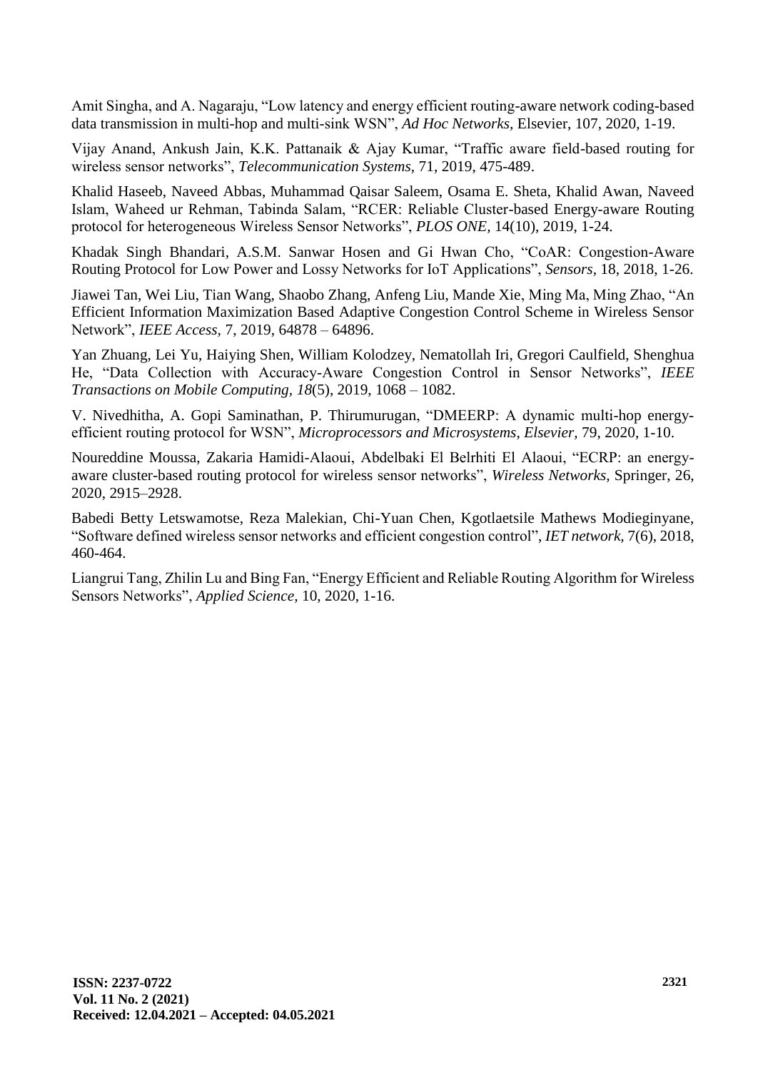Amit Singha, and A. Nagaraju, "Low latency and energy efficient routing-aware network coding-based data transmission in multi-hop and multi-sink WSN", *Ad Hoc Networks*, Elsevier, 107, 2020, 1-19.

Vijay Anand, Ankush Jain, K.K. Pattanaik & Ajay Kumar, "Traffic aware field-based routing for wireless sensor networks", *Telecommunication Systems*, 71, 2019, 475-489.

Khalid Haseeb, Naveed Abbas, Muhammad Qaisar Saleem, Osama E. Sheta, Khalid Awan, Naveed Islam, Waheed ur Rehman, Tabinda Salam, "RCER: Reliable Cluster-based Energy-aware Routing protocol for heterogeneous Wireless Sensor Networks", *PLOS ONE*, 14(10), 2019, 1-24.

Khadak Singh Bhandari, A.S.M. Sanwar Hosen and Gi Hwan Cho, "CoAR: Congestion-Aware Routing Protocol for Low Power and Lossy Networks for IoT Applications", *Sensors*, 18, 2018, 1-26.

Jiawei Tan, Wei Liu, Tian Wang, Shaobo Zhang, Anfeng Liu, Mande Xie, Ming Ma, Ming Zhao, "An Efficient Information Maximization Based Adaptive Congestion Control Scheme in Wireless Sensor Network", *IEEE Access*, 7, 2019, 64878 – 64896.

Yan Zhuang, Lei Yu, Haiying Shen, William Kolodzey, Nematollah Iri, Gregori Caulfield, Shenghua He, "Data Collection with Accuracy-Aware Congestion Control in Sensor Networks", *IEEE Transactions on Mobile Computing, 18*(5), 2019, 1068 – 1082.

V. Nivedhitha, A. Gopi Saminathan, P. Thirumurugan, "DMEERP: A dynamic multi-hop energy-efficient routing protocol for WSN", *Microprocessors and Microsystems, Elsevier*, 79, 2020, 1-10.

Noureddine Moussa, Zakaria Hamidi-Alaoui, Abdelbaki El Belrhiti El Alaoui, "ECRP: an energy-aware cluster-based routing protocol for wireless sensor networks", *Wireless Networks*, Springer, 26, 2020, 2915–2928.

Babedi Betty Letswamotse, Reza Malekian, Chi-Yuan Chen, Kgotlaetsile Mathews Modieginyane, "Software defined wireless sensor networks and efficient congestion control", *IET network*, 7(6), 2018, 460-464.

Liangrui Tang, Zhilin Lu and Bing Fan, "Energy Efficient and Reliable Routing Algorithm for Wireless Sensors Networks", *Applied Science*, 10, 2020, 1-16.